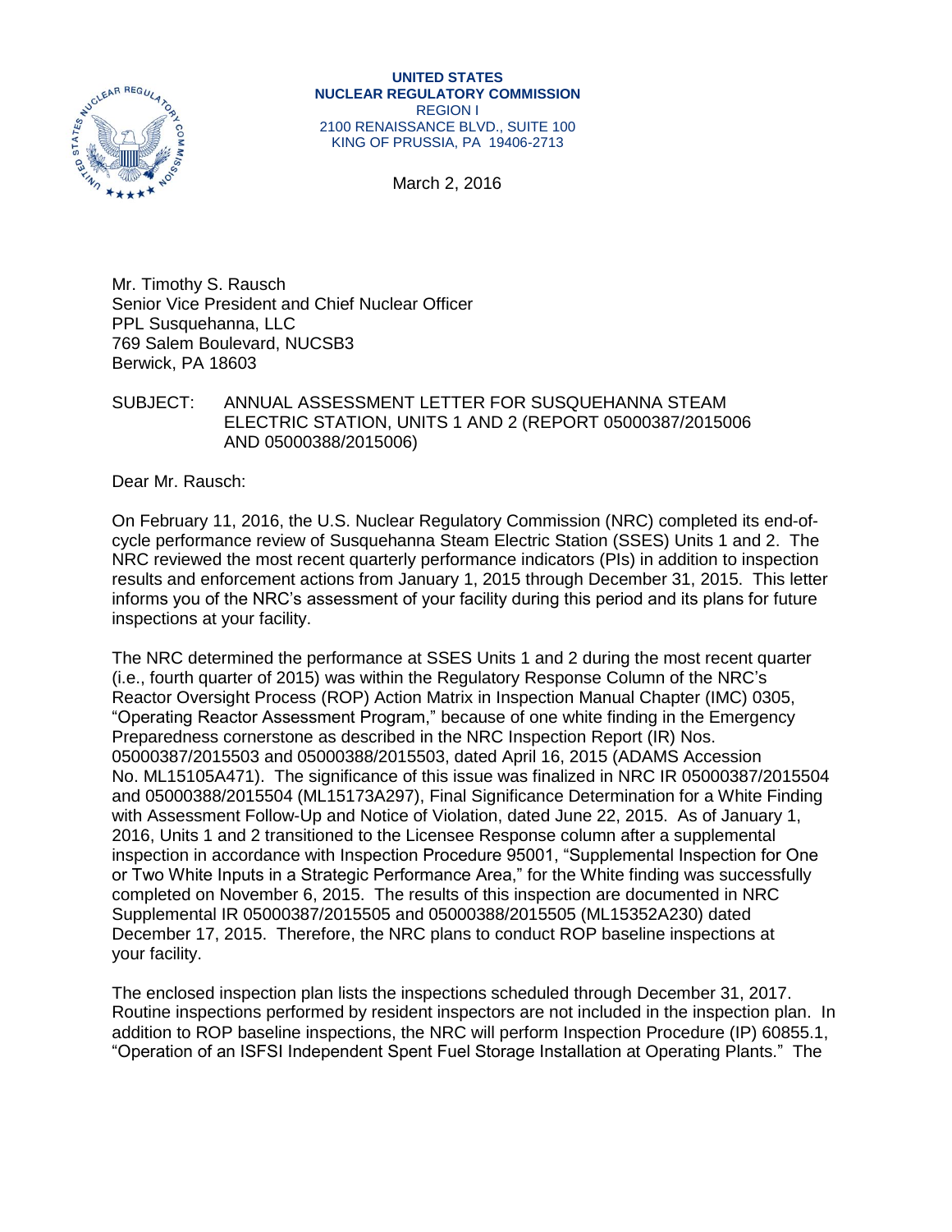**UNITED STATES**
**NUCLEAR REGULATORY COMMISSION**
REGION I
2100 RENAISSANCE BLVD., SUITE 100
KING OF PRUSSIA, PA 19406-2713

March 2, 2016

Mr. Timothy S. Rausch
Senior Vice President and Chief Nuclear Officer
PPL Susquehanna, LLC
769 Salem Boulevard, NUCSB3
Berwick, PA 18603

SUBJECT: ANNUAL ASSESSMENT LETTER FOR SUSQUEHANNA STEAM ELECTRIC STATION, UNITS 1 AND 2 (REPORT 05000387/2015006 AND 05000388/2015006)

Dear Mr. Rausch:

On February 11, 2016, the U.S. Nuclear Regulatory Commission (NRC) completed its end-of-cycle performance review of Susquehanna Steam Electric Station (SSES) Units 1 and 2. The NRC reviewed the most recent quarterly performance indicators (PIs) in addition to inspection results and enforcement actions from January 1, 2015 through December 31, 2015. This letter informs you of the NRC's assessment of your facility during this period and its plans for future inspections at your facility.

The NRC determined the performance at SSES Units 1 and 2 during the most recent quarter (i.e., fourth quarter of 2015) was within the Regulatory Response Column of the NRC's Reactor Oversight Process (ROP) Action Matrix in Inspection Manual Chapter (IMC) 0305, "Operating Reactor Assessment Program," because of one white finding in the Emergency Preparedness cornerstone as described in the NRC Inspection Report (IR) Nos. 05000387/2015503 and 05000388/2015503, dated April 16, 2015 (ADAMS Accession No. ML15105A471). The significance of this issue was finalized in NRC IR 05000387/2015504 and 05000388/2015504 (ML15173A297), Final Significance Determination for a White Finding with Assessment Follow-Up and Notice of Violation, dated June 22, 2015. As of January 1, 2016, Units 1 and 2 transitioned to the Licensee Response column after a supplemental inspection in accordance with Inspection Procedure 95001, "Supplemental Inspection for One or Two White Inputs in a Strategic Performance Area," for the White finding was successfully completed on November 6, 2015. The results of this inspection are documented in NRC Supplemental IR 05000387/2015505 and 05000388/2015505 (ML15352A230) dated December 17, 2015. Therefore, the NRC plans to conduct ROP baseline inspections at your facility.

The enclosed inspection plan lists the inspections scheduled through December 31, 2017. Routine inspections performed by resident inspectors are not included in the inspection plan. In addition to ROP baseline inspections, the NRC will perform Inspection Procedure (IP) 60855.1, "Operation of an ISFSI Independent Spent Fuel Storage Installation at Operating Plants." The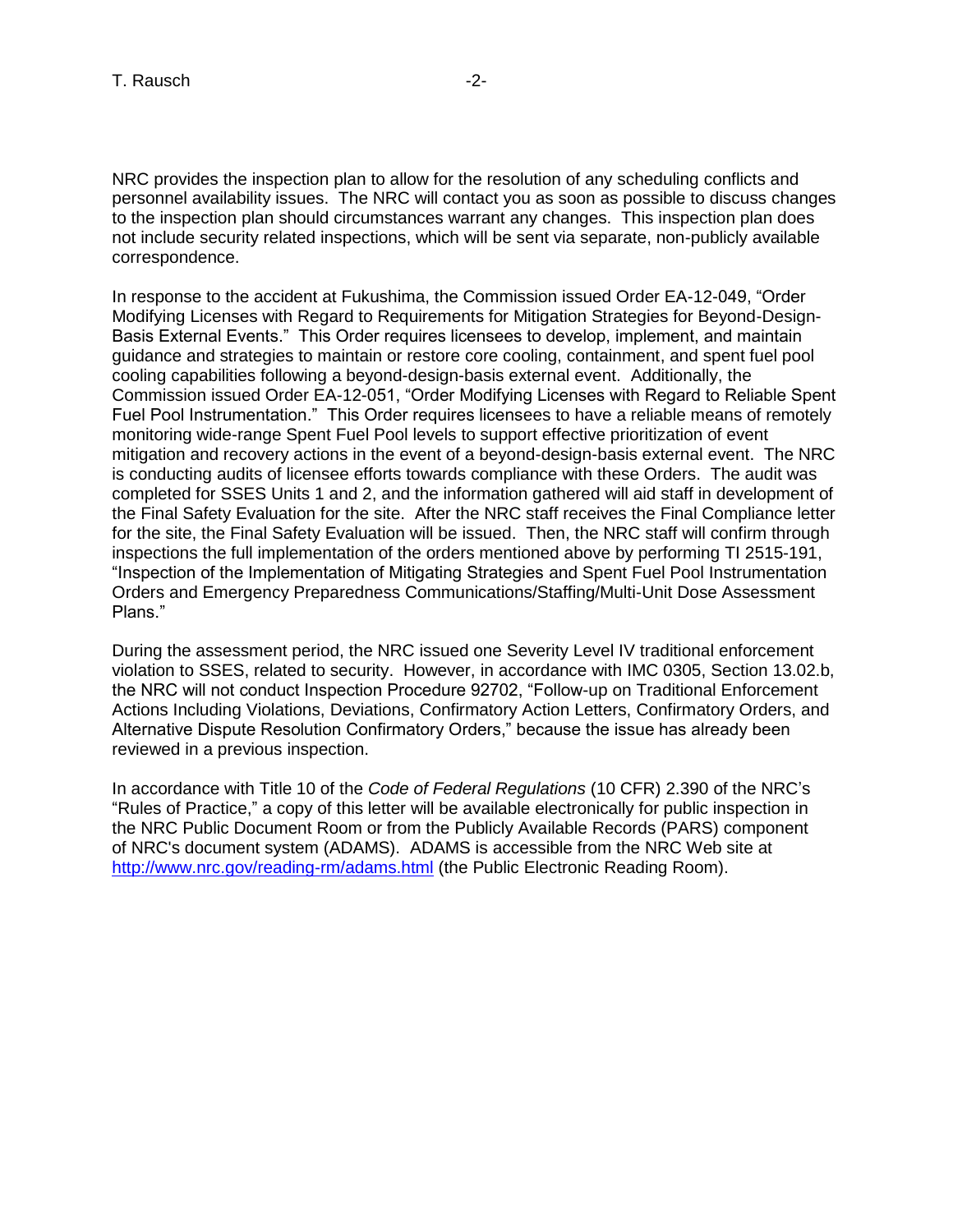NRC provides the inspection plan to allow for the resolution of any scheduling conflicts and personnel availability issues. The NRC will contact you as soon as possible to discuss changes to the inspection plan should circumstances warrant any changes. This inspection plan does not include security related inspections, which will be sent via separate, non-publicly available correspondence.

In response to the accident at Fukushima, the Commission issued Order EA-12-049, "Order Modifying Licenses with Regard to Requirements for Mitigation Strategies for Beyond-Design-Basis External Events." This Order requires licensees to develop, implement, and maintain guidance and strategies to maintain or restore core cooling, containment, and spent fuel pool cooling capabilities following a beyond-design-basis external event. Additionally, the Commission issued Order EA-12-051, "Order Modifying Licenses with Regard to Reliable Spent Fuel Pool Instrumentation." This Order requires licensees to have a reliable means of remotely monitoring wide-range Spent Fuel Pool levels to support effective prioritization of event mitigation and recovery actions in the event of a beyond-design-basis external event. The NRC is conducting audits of licensee efforts towards compliance with these Orders. The audit was completed for SSES Units 1 and 2, and the information gathered will aid staff in development of the Final Safety Evaluation for the site. After the NRC staff receives the Final Compliance letter for the site, the Final Safety Evaluation will be issued. Then, the NRC staff will confirm through inspections the full implementation of the orders mentioned above by performing TI 2515-191, "Inspection of the Implementation of Mitigating Strategies and Spent Fuel Pool Instrumentation Orders and Emergency Preparedness Communications/Staffing/Multi-Unit Dose Assessment Plans."

During the assessment period, the NRC issued one Severity Level IV traditional enforcement violation to SSES, related to security. However, in accordance with IMC 0305, Section 13.02.b, the NRC will not conduct Inspection Procedure 92702, "Follow-up on Traditional Enforcement Actions Including Violations, Deviations, Confirmatory Action Letters, Confirmatory Orders, and Alternative Dispute Resolution Confirmatory Orders," because the issue has already been reviewed in a previous inspection.

In accordance with Title 10 of the *Code of Federal Regulations* (10 CFR) 2.390 of the NRC's "Rules of Practice," a copy of this letter will be available electronically for public inspection in the NRC Public Document Room or from the Publicly Available Records (PARS) component of NRC's document system (ADAMS). ADAMS is accessible from the NRC Web site at [http://www.nrc.gov/reading-rm/adams.html](http://www.nrc.gov/reading-rm/adams.html) (the Public Electronic Reading Room).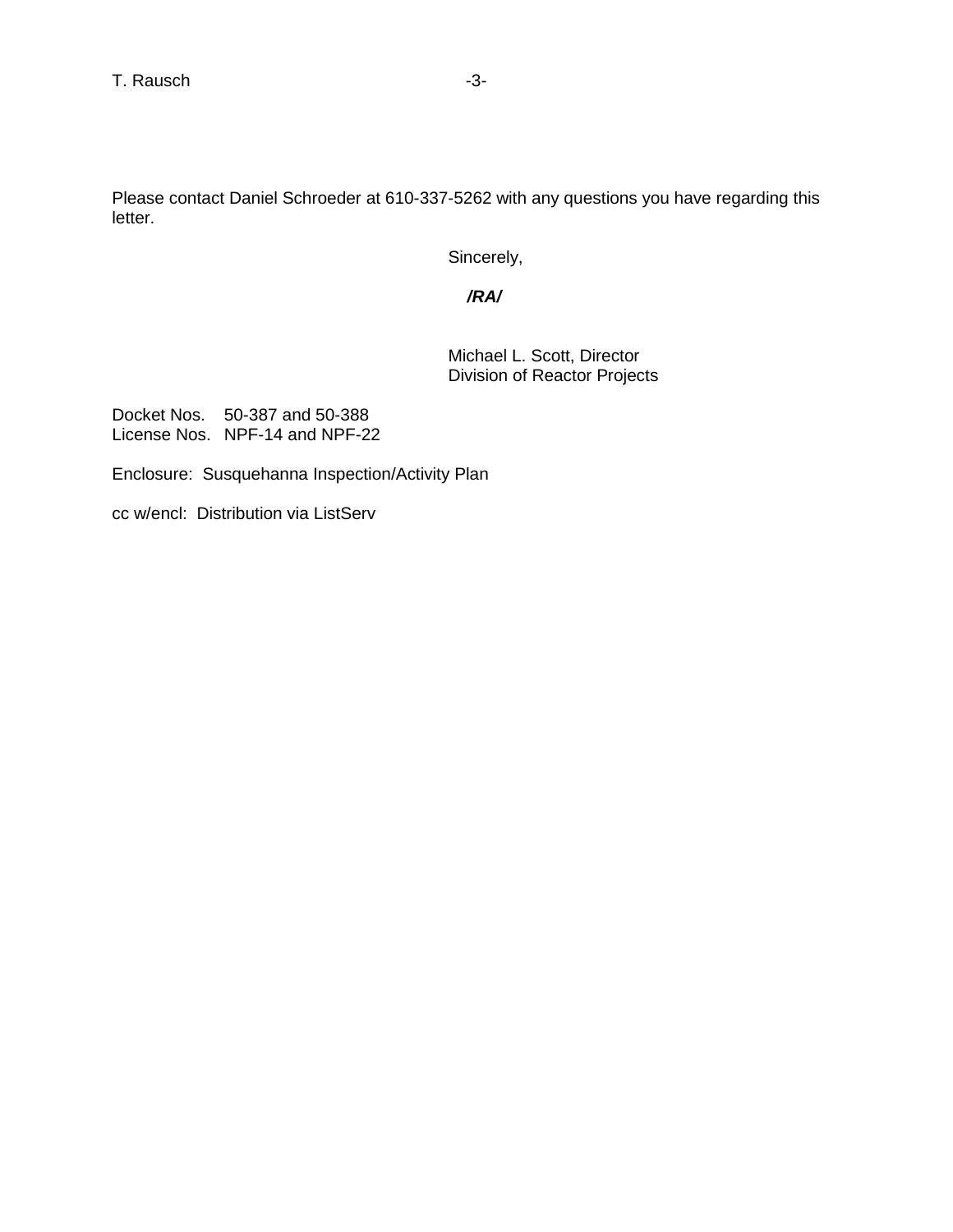Please contact Daniel Schroeder at 610-337-5262 with any questions you have regarding this letter.

Sincerely,

***/RA/***

Michael L. Scott, Director
Division of Reactor Projects

Docket Nos. 50-387 and 50-388
License Nos. NPF-14 and NPF-22

Enclosure: Susquehanna Inspection/Activity Plan

cc w/encl: Distribution via ListServ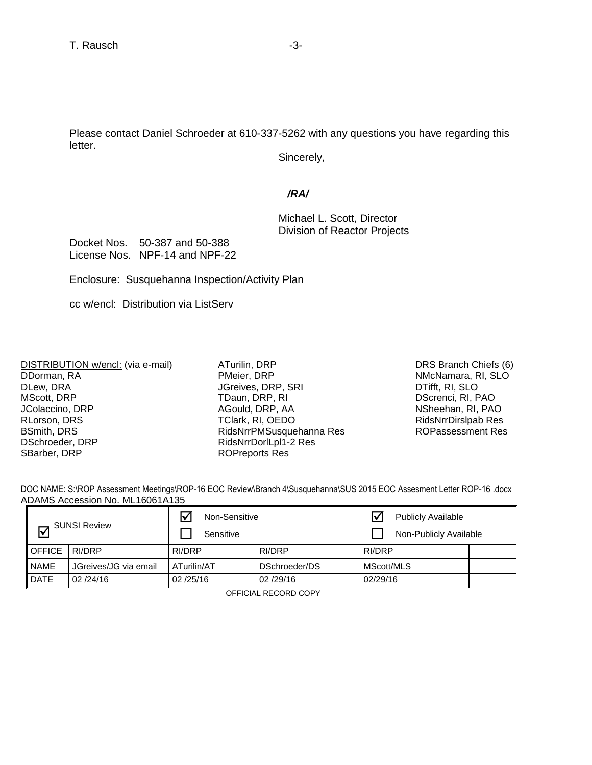Please contact Daniel Schroeder at 610-337-5262 with any questions you have regarding this letter.

Sincerely,

*/RA/*

Michael L. Scott, Director
Division of Reactor Projects

Docket Nos. 50-387 and 50-388
License Nos. NPF-14 and NPF-22

Enclosure: Susquehanna Inspection/Activity Plan

cc w/encl: Distribution via ListServ

DISTRIBUTION w/encl: (via e-mail)
DDorman, RA
DLew, DRA
MScott, DRP
JColaccino, DRP
RLorson, DRS
BSmith, DRS
DSchroeder, DRP
SBarber, DRP
ATurilin, DRP
PMeier, DRP
JGreives, DRP, SRI
TDaun, DRP, RI
AGould, DRP, AA
TClark, RI, OEDO
RidsNrrPMSusquehanna Res
RidsNrrDorlLpl1-2 Res
ROPreports Res
DRS Branch Chiefs (6)
NMcNamara, RI, SLO
DTifft, RI, SLO
DScrenci, RI, PAO
NSheehan, RI, PAO
RidsNrrDirslpab Res
ROPassessment Res

DOC NAME: S:\ROP Assessment Meetings\ROP-16 EOC Review\Branch 4\Susquehanna\SUS 2015 EOC Assesment Letter ROP-16 .docx
ADAMS Accession No. ML16061A135

| ☑ SUNSI Review | | ☑ Non-Sensitive<br>☐ Sensitive | | ☑ Publicly Available<br>☐ Non-Publicly Available | |
|---|---|---|---|---|---|
| OFFICE | RI/DRP | RI/DRP | RI/DRP | RI/DRP | |
| NAME | JGreives/JG via email | ATurilin/AT | DSchroeder/DS | MScott/MLS | |
| DATE | 02 /24/16 | 02 /25/16 | 02 /29/16 | 02/29/16 | |

OFFICIAL RECORD COPY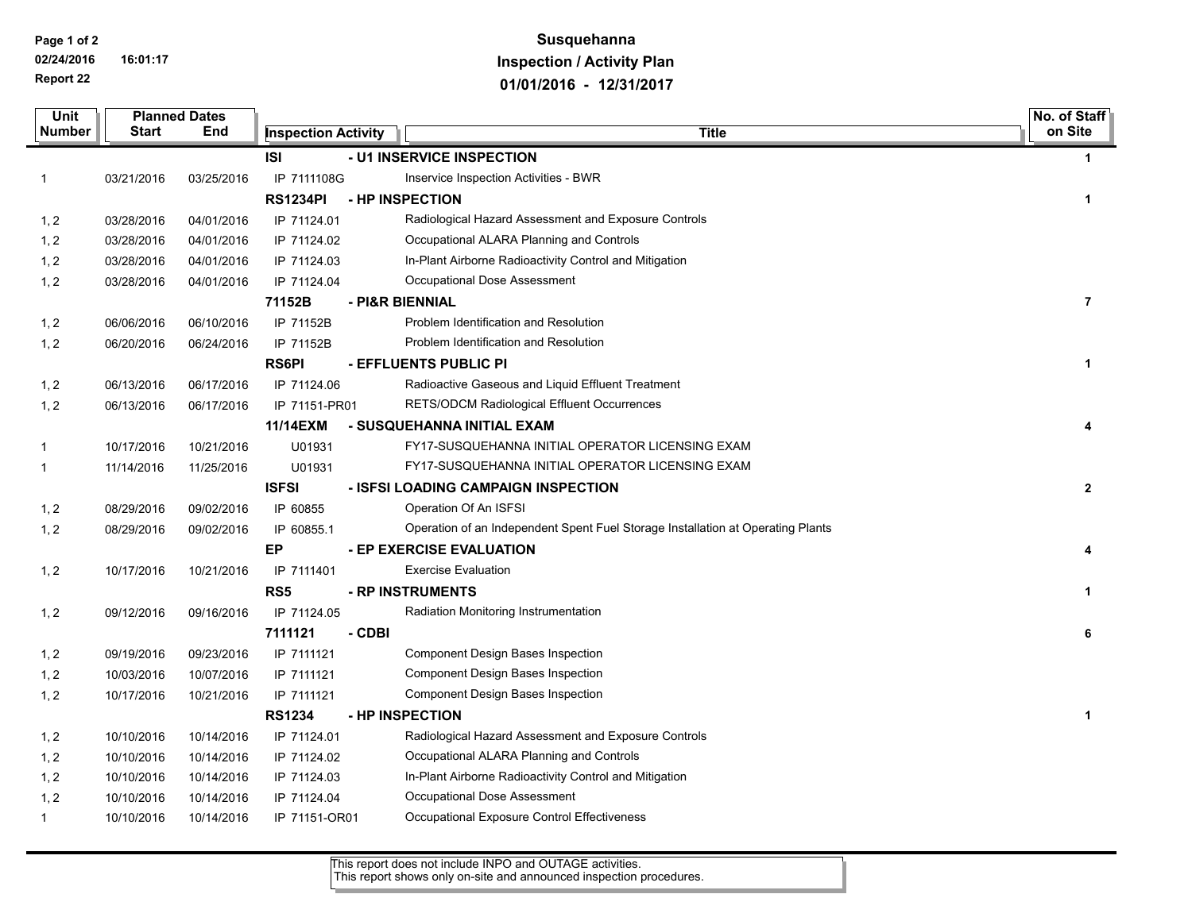# Susquehanna

## Inspection / Activity Plan

## 01/01/2016 - 12/31/2017

02/24/2016 16:01:17

Report 22

| Unit Number | Planned Dates Start | Planned Dates End | Inspection Activity | Title | No. of Staff on Site |
|---|---|---|---|---|---|
| | | | **ISI** | **- U1 INSERVICE INSPECTION** | **1** |
| 1 | 03/21/2016 | 03/25/2016 | IP 7111108G | Inservice Inspection Activities - BWR | |
| | | | **RS1234PI** | **- HP INSPECTION** | **1** |
| 1, 2 | 03/28/2016 | 04/01/2016 | IP 71124.01 | Radiological Hazard Assessment and Exposure Controls | |
| 1, 2 | 03/28/2016 | 04/01/2016 | IP 71124.02 | Occupational ALARA Planning and Controls | |
| 1, 2 | 03/28/2016 | 04/01/2016 | IP 71124.03 | In-Plant Airborne Radioactivity Control and Mitigation | |
| 1, 2 | 03/28/2016 | 04/01/2016 | IP 71124.04 | Occupational Dose Assessment | |
| | | | **71152B** | **- PI&R BIENNIAL** | **7** |
| 1, 2 | 06/06/2016 | 06/10/2016 | IP 71152B | Problem Identification and Resolution | |
| 1, 2 | 06/20/2016 | 06/24/2016 | IP 71152B | Problem Identification and Resolution | |
| | | | **RS6PI** | **- EFFLUENTS PUBLIC PI** | **1** |
| 1, 2 | 06/13/2016 | 06/17/2016 | IP 71124.06 | Radioactive Gaseous and Liquid Effluent Treatment | |
| 1, 2 | 06/13/2016 | 06/17/2016 | IP 71151-PR01 | RETS/ODCM Radiological Effluent Occurrences | |
| | | | **11/14EXM** | **- SUSQUEHANNA INITIAL EXAM** | **4** |
| 1 | 10/17/2016 | 10/21/2016 | U01931 | FY17-SUSQUEHANNA INITIAL OPERATOR LICENSING EXAM | |
| 1 | 11/14/2016 | 11/25/2016 | U01931 | FY17-SUSQUEHANNA INITIAL OPERATOR LICENSING EXAM | |
| | | | **ISFSI** | **- ISFSI LOADING CAMPAIGN INSPECTION** | **2** |
| 1, 2 | 08/29/2016 | 09/02/2016 | IP 60855 | Operation Of An ISFSI | |
| 1, 2 | 08/29/2016 | 09/02/2016 | IP 60855.1 | Operation of an Independent Spent Fuel Storage Installation at Operating Plants | |
| | | | **EP** | **- EP EXERCISE EVALUATION** | **4** |
| 1, 2 | 10/17/2016 | 10/21/2016 | IP 7111401 | Exercise Evaluation | |
| | | | **RS5** | **- RP INSTRUMENTS** | **1** |
| 1, 2 | 09/12/2016 | 09/16/2016 | IP 71124.05 | Radiation Monitoring Instrumentation | |
| | | | **7111121** | **- CDBI** | **6** |
| 1, 2 | 09/19/2016 | 09/23/2016 | IP 7111121 | Component Design Bases Inspection | |
| 1, 2 | 10/03/2016 | 10/07/2016 | IP 7111121 | Component Design Bases Inspection | |
| 1, 2 | 10/17/2016 | 10/21/2016 | IP 7111121 | Component Design Bases Inspection | |
| | | | **RS1234** | **- HP INSPECTION** | **1** |
| 1, 2 | 10/10/2016 | 10/14/2016 | IP 71124.01 | Radiological Hazard Assessment and Exposure Controls | |
| 1, 2 | 10/10/2016 | 10/14/2016 | IP 71124.02 | Occupational ALARA Planning and Controls | |
| 1, 2 | 10/10/2016 | 10/14/2016 | IP 71124.03 | In-Plant Airborne Radioactivity Control and Mitigation | |
| 1, 2 | 10/10/2016 | 10/14/2016 | IP 71124.04 | Occupational Dose Assessment | |
| 1 | 10/10/2016 | 10/14/2016 | IP 71151-OR01 | Occupational Exposure Control Effectiveness | |

This report does not include INPO and OUTAGE activities.
This report shows only on-site and announced inspection procedures.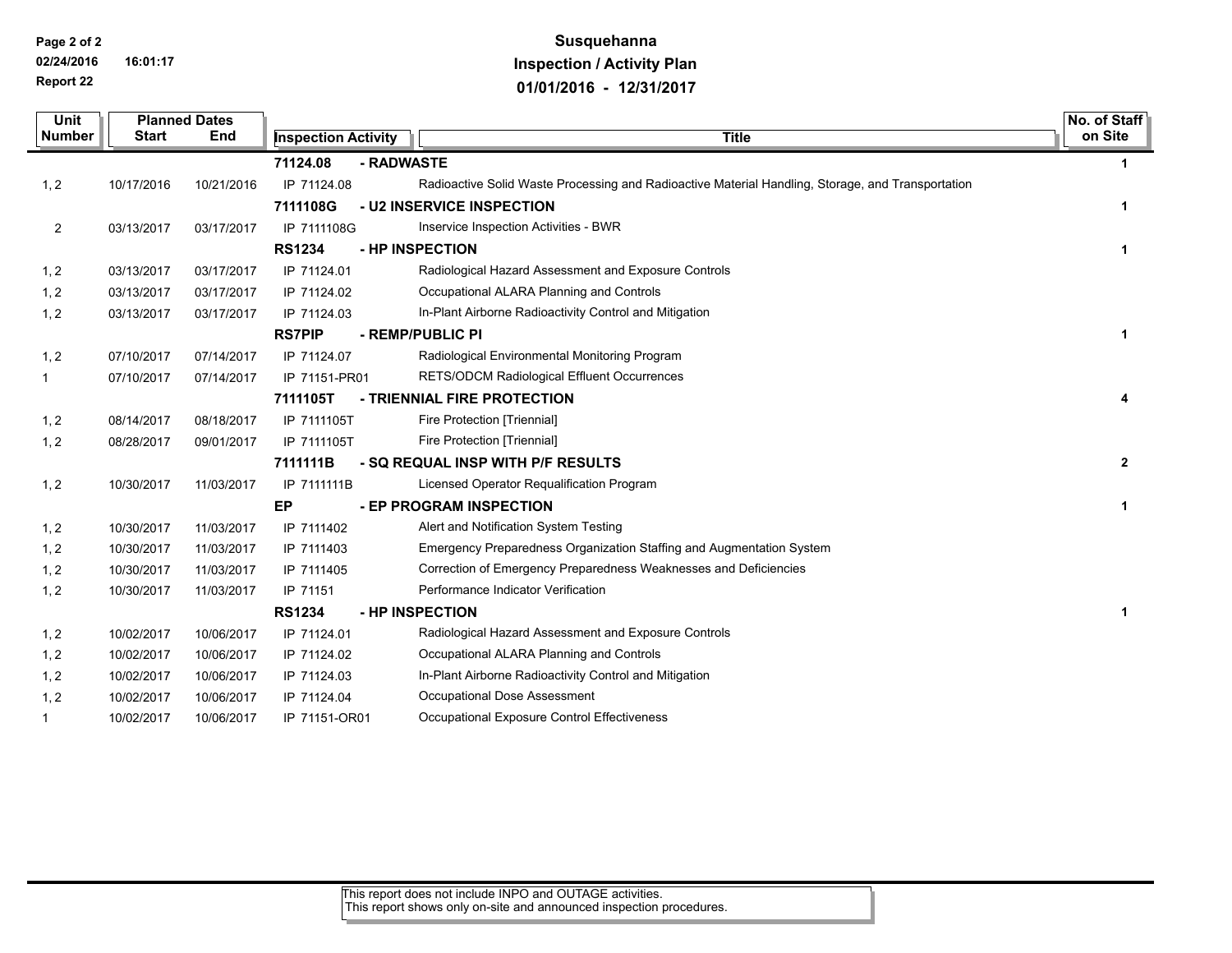# Susquehanna
## Inspection / Activity Plan
## 01/01/2016 - 12/31/2017

| Unit Number | Planned Dates Start | End | Inspection Activity | Title | No. of Staff on Site |
|---|---|---|---|---|---|
| | | | **71124.08** | **- RADWASTE** | **1** |
| 1, 2 | 10/17/2016 | 10/21/2016 | IP 71124.08 | Radioactive Solid Waste Processing and Radioactive Material Handling, Storage, and Transportation | |
| | | | **7111108G** | **- U2 INSERVICE INSPECTION** | **1** |
| 2 | 03/13/2017 | 03/17/2017 | IP 7111108G | Inservice Inspection Activities - BWR | |
| | | | **RS1234** | **- HP INSPECTION** | **1** |
| 1, 2 | 03/13/2017 | 03/17/2017 | IP 71124.01 | Radiological Hazard Assessment and Exposure Controls | |
| 1, 2 | 03/13/2017 | 03/17/2017 | IP 71124.02 | Occupational ALARA Planning and Controls | |
| 1, 2 | 03/13/2017 | 03/17/2017 | IP 71124.03 | In-Plant Airborne Radioactivity Control and Mitigation | |
| | | | **RS7PIP** | **- REMP/PUBLIC PI** | **1** |
| 1, 2 | 07/10/2017 | 07/14/2017 | IP 71124.07 | Radiological Environmental Monitoring Program | |
| 1 | 07/10/2017 | 07/14/2017 | IP 71151-PR01 | RETS/ODCM Radiological Effluent Occurrences | |
| | | | **7111105T** | **- TRIENNIAL FIRE PROTECTION** | **4** |
| 1, 2 | 08/14/2017 | 08/18/2017 | IP 7111105T | Fire Protection [Triennial] | |
| 1, 2 | 08/28/2017 | 09/01/2017 | IP 7111105T | Fire Protection [Triennial] | |
| | | | **7111111B** | **- SQ REQUAL INSP WITH P/F RESULTS** | **2** |
| 1, 2 | 10/30/2017 | 11/03/2017 | IP 7111111B | Licensed Operator Requalification Program | |
| | | | **EP** | **- EP PROGRAM INSPECTION** | **1** |
| 1, 2 | 10/30/2017 | 11/03/2017 | IP 7111402 | Alert and Notification System Testing | |
| 1, 2 | 10/30/2017 | 11/03/2017 | IP 7111403 | Emergency Preparedness Organization Staffing and Augmentation System | |
| 1, 2 | 10/30/2017 | 11/03/2017 | IP 7111405 | Correction of Emergency Preparedness Weaknesses and Deficiencies | |
| 1, 2 | 10/30/2017 | 11/03/2017 | IP 71151 | Performance Indicator Verification | |
| | | | **RS1234** | **- HP INSPECTION** | **1** |
| 1, 2 | 10/02/2017 | 10/06/2017 | IP 71124.01 | Radiological Hazard Assessment and Exposure Controls | |
| 1, 2 | 10/02/2017 | 10/06/2017 | IP 71124.02 | Occupational ALARA Planning and Controls | |
| 1, 2 | 10/02/2017 | 10/06/2017 | IP 71124.03 | In-Plant Airborne Radioactivity Control and Mitigation | |
| 1, 2 | 10/02/2017 | 10/06/2017 | IP 71124.04 | Occupational Dose Assessment | |
| 1 | 10/02/2017 | 10/06/2017 | IP 71151-OR01 | Occupational Exposure Control Effectiveness | |

This report does not include INPO and OUTAGE activities.
This report shows only on-site and announced inspection procedures.